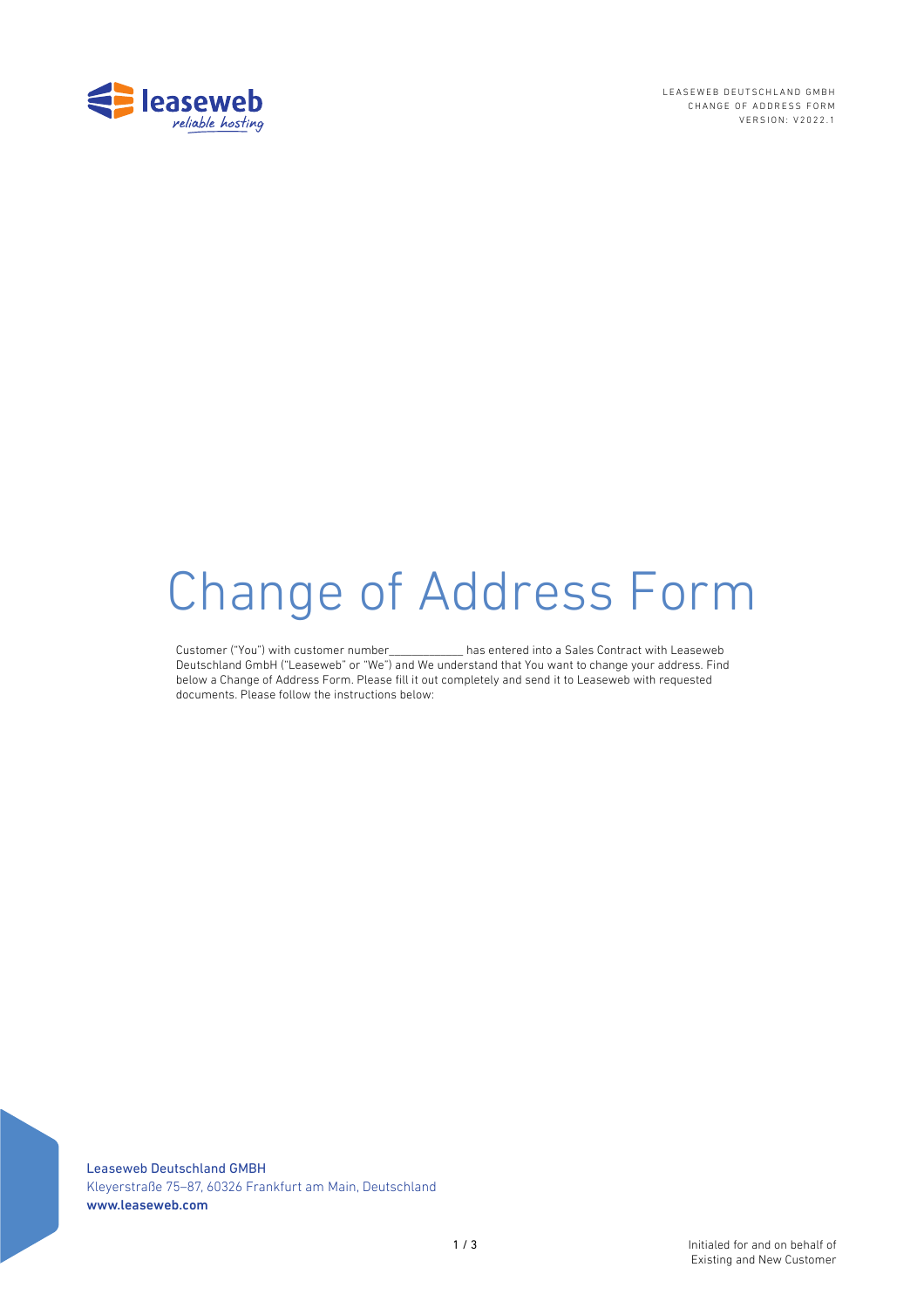# Change of Address Form

Customer ("You") with customer number____________ has entered into a Sales Contract with Leaseweb Deutschland GmbH ("Leaseweb" or "We") and We understand that You want to change your address. Find below a Change of Address Form. Please fill it out completely and send it to Leaseweb with requested documents. Please follow the instructions below:

Leaseweb Deutschland GMBH
Kleyerstraße 75–87, 60326 Frankfurt am Main, Deutschland
**www.leaseweb.com**

Initialed for and on behalf of Existing and New Customer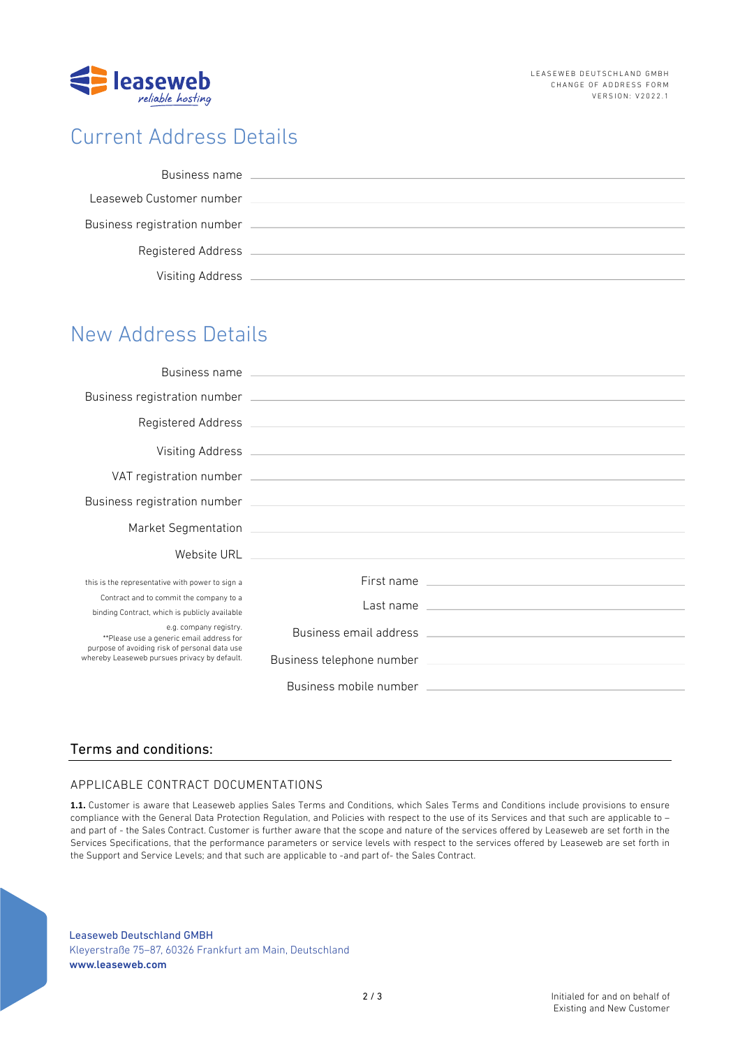# Current Address Details

Business name \_\_\_\_\_\_\_\_\_\_\_\_\_\_\_\_\_\_\_\_

Leaseweb Customer number \_\_\_\_\_\_\_\_\_\_\_\_\_\_\_\_\_\_\_\_

Business registration number \_\_\_\_\_\_\_\_\_\_\_\_\_\_\_\_\_\_\_\_

Registered Address \_\_\_\_\_\_\_\_\_\_\_\_\_\_\_\_\_\_\_\_

Visiting Address \_\_\_\_\_\_\_\_\_\_\_\_\_\_\_\_\_\_\_\_

# New Address Details

Business name \_\_\_\_\_\_\_\_\_\_\_\_\_\_\_\_\_\_\_\_

Business registration number \_\_\_\_\_\_\_\_\_\_\_\_\_\_\_\_\_\_\_\_

Registered Address \_\_\_\_\_\_\_\_\_\_\_\_\_\_\_\_\_\_\_\_

Visiting Address \_\_\_\_\_\_\_\_\_\_\_\_\_\_\_\_\_\_\_\_

VAT registration number \_\_\_\_\_\_\_\_\_\_\_\_\_\_\_\_\_\_\_\_

Business registration number \_\_\_\_\_\_\_\_\_\_\_\_\_\_\_\_\_\_\_\_

Market Segmentation \_\_\_\_\_\_\_\_\_\_\_\_\_\_\_\_\_\_\_\_

Website URL \_\_\_\_\_\_\_\_\_\_\_\_\_\_\_\_\_\_\_\_

this is the representative with power to sign a Contract and to commit the company to a binding Contract, which is publicly available e.g. company registry.
**Please use a generic email address for purpose of avoiding risk of personal data use whereby Leaseweb pursues privacy by default.

First name \_\_\_\_\_\_\_\_\_\_\_\_\_\_\_\_\_\_\_\_

Last name \_\_\_\_\_\_\_\_\_\_\_\_\_\_\_\_\_\_\_\_

Business email address \_\_\_\_\_\_\_\_\_\_\_\_\_\_\_\_\_\_\_\_

Business telephone number \_\_\_\_\_\_\_\_\_\_\_\_\_\_\_\_\_\_\_\_

Business mobile number \_\_\_\_\_\_\_\_\_\_\_\_\_\_\_\_\_\_\_\_

## Terms and conditions:

### APPLICABLE CONTRACT DOCUMENTATIONS

**1.1.** Customer is aware that Leaseweb applies Sales Terms and Conditions, which Sales Terms and Conditions include provisions to ensure compliance with the General Data Protection Regulation, and Policies with respect to the use of its Services and that such are applicable to – and part of - the Sales Contract. Customer is further aware that the scope and nature of the services offered by Leaseweb are set forth in the Services Specifications, that the performance parameters or service levels with respect to the services offered by Leaseweb are set forth in the Support and Service Levels; and that such are applicable to -and part of- the Sales Contract.

Leaseweb Deutschland GMBH
Kleyerstraße 75–87, 60326 Frankfurt am Main, Deutschland
**www.leaseweb.com**

Initialed for and on behalf of
Existing and New Customer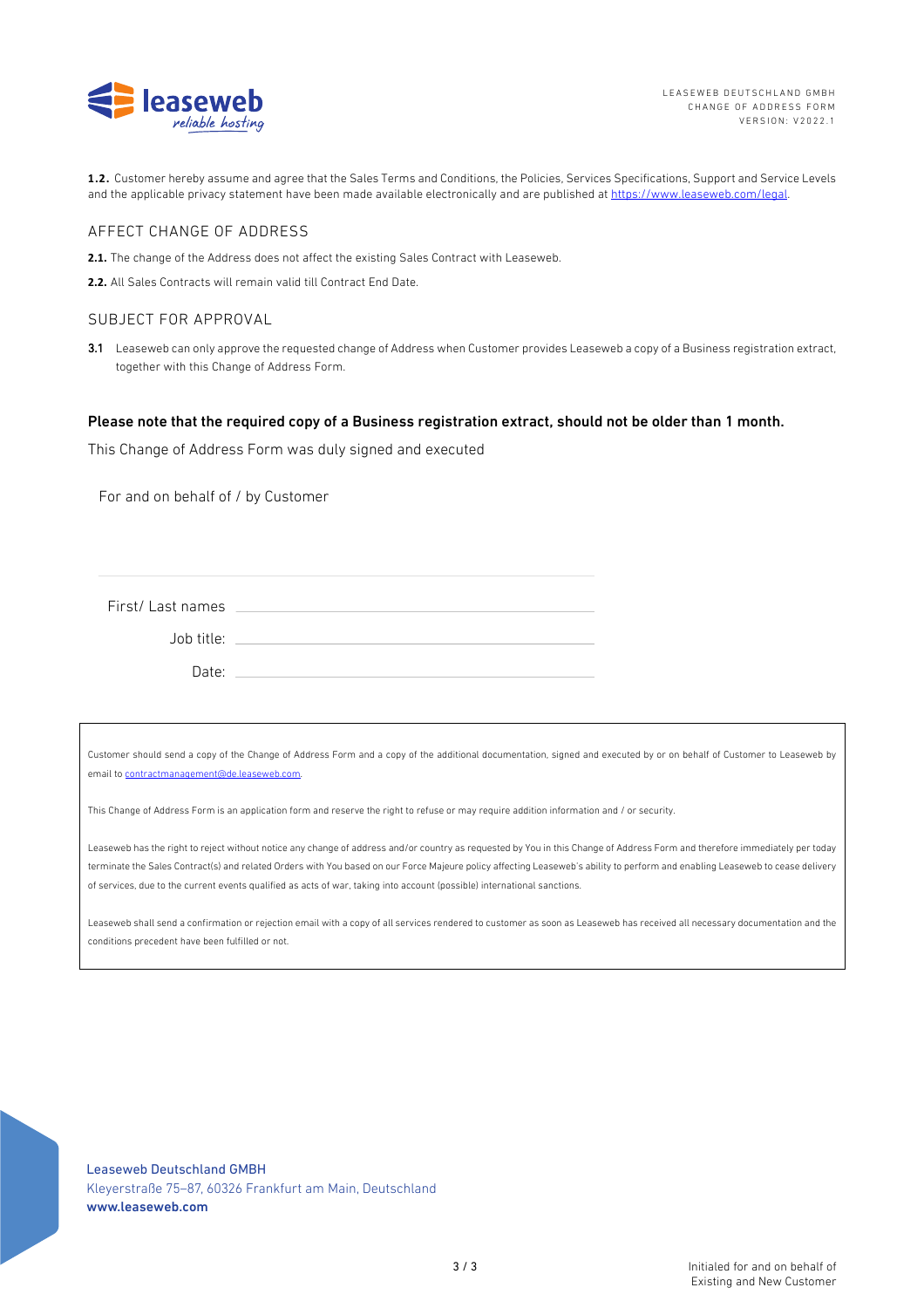**1.2.** Customer hereby assume and agree that the Sales Terms and Conditions, the Policies, Services Specifications, Support and Service Levels and the applicable privacy statement have been made available electronically and are published at https://www.leaseweb.com/legal.

## AFFECT CHANGE OF ADDRESS

**2.1.** The change of the Address does not affect the existing Sales Contract with Leaseweb.

**2.2.** All Sales Contracts will remain valid till Contract End Date.

## SUBJECT FOR APPROVAL

**3.1** Leaseweb can only approve the requested change of Address when Customer provides Leaseweb a copy of a Business registration extract, together with this Change of Address Form.

**Please note that the required copy of a Business registration extract, should not be older than 1 month.**

This Change of Address Form was duly signed and executed

For and on behalf of / by Customer

First/ Last names \_\_\_\_\_\_\_\_\_\_\_\_\_\_\_\_\_\_\_\_\_\_\_\_\_\_\_\_\_\_\_\_

Job title: \_\_\_\_\_\_\_\_\_\_\_\_\_\_\_\_\_\_\_\_\_\_\_\_\_\_\_\_\_\_\_\_

Date: \_\_\_\_\_\_\_\_\_\_\_\_\_\_\_\_\_\_\_\_\_\_\_\_\_\_\_\_\_\_\_\_

Customer should send a copy of the Change of Address Form and a copy of the additional documentation, signed and executed by or on behalf of Customer to Leaseweb by email to contractmanagement@de.leaseweb.com.

This Change of Address Form is an application form and reserve the right to refuse or may require addition information and / or security.

Leaseweb has the right to reject without notice any change of address and/or country as requested by You in this Change of Address Form and therefore immediately per today terminate the Sales Contract(s) and related Orders with You based on our Force Majeure policy affecting Leaseweb's ability to perform and enabling Leaseweb to cease delivery of services, due to the current events qualified as acts of war, taking into account (possible) international sanctions.

Leaseweb shall send a confirmation or rejection email with a copy of all services rendered to customer as soon as Leaseweb has received all necessary documentation and the conditions precedent have been fulfilled or not.

Leaseweb Deutschland GMBH
Kleyerstraße 75–87, 60326 Frankfurt am Main, Deutschland
**www.leaseweb.com**

Initialed for and on behalf of
Existing and New Customer